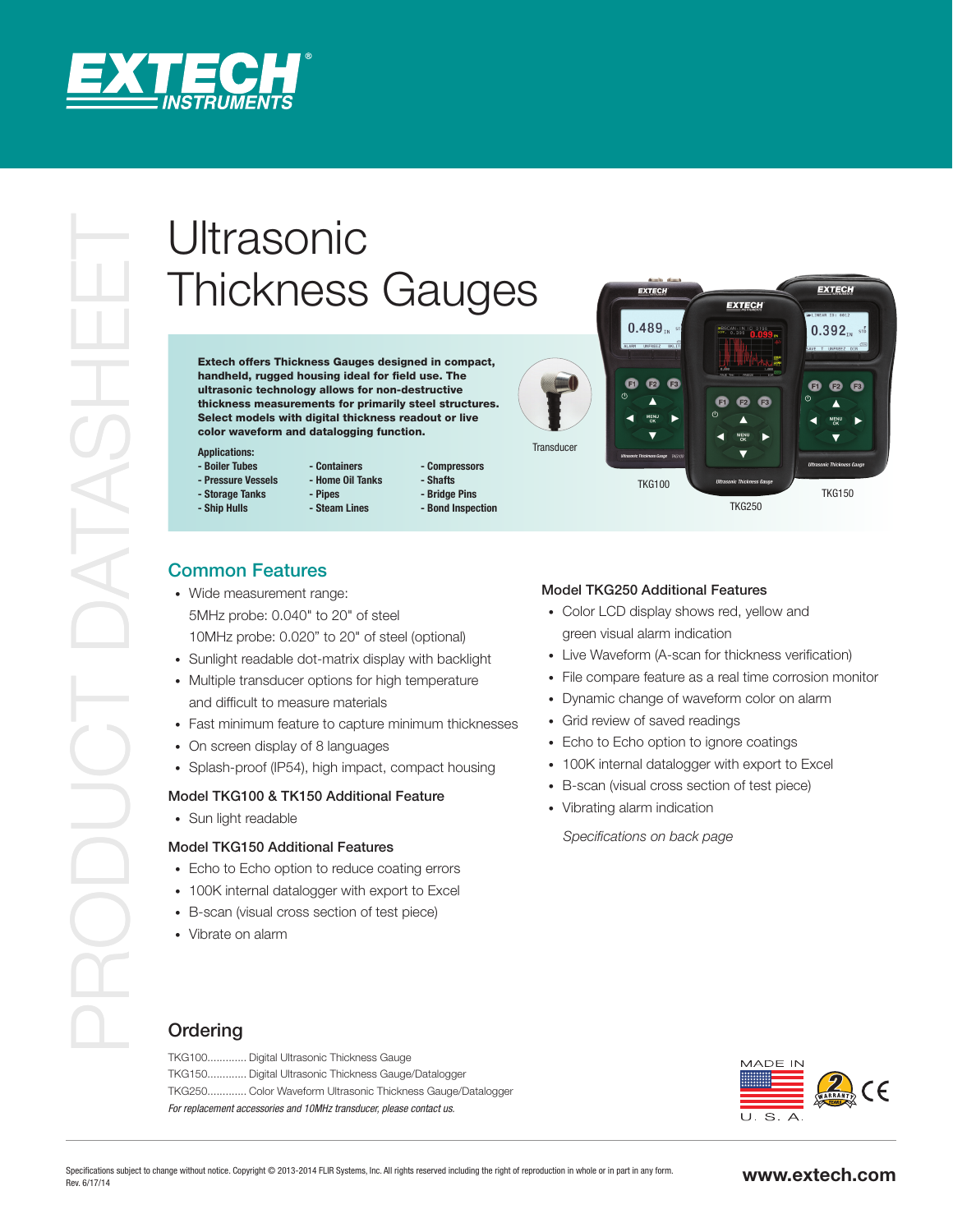# Ultrasonic Thickness Gauges

**Extech offers Thickness Gauges designed in compact, handheld, rugged housing ideal for field use. The ultrasonic technology allows for non-destructive thickness measurements for primarily steel structures. Select models with digital thickness readout or live color waveform and datalogging function.**

**Applications:**

- Boiler Tubes
- Pressure Vessels
- Storage Tanks
- Ship Hulls
- Containers
- Home Oil Tanks
- Pipes
- Steam Lines
- Compressors
- Shafts
- Bridge Pins
- Bond Inspection

Transducer

TKG100

TKG250

TKG150

## Common Features

- Wide measurement range:
  5MHz probe: 0.040" to 20" of steel
  10MHz probe: 0.020" to 20" of steel (optional)
- Sunlight readable dot-matrix display with backlight
- Multiple transducer options for high temperature and difficult to measure materials
- Fast minimum feature to capture minimum thicknesses
- On screen display of 8 languages
- Splash-proof (IP54), high impact, compact housing

### Model TKG100 & TK150 Additional Feature

- Sun light readable

### Model TKG150 Additional Features

- Echo to Echo option to reduce coating errors
- 100K internal datalogger with export to Excel
- B-scan (visual cross section of test piece)
- Vibrate on alarm

### Model TKG250 Additional Features

- Color LCD display shows red, yellow and green visual alarm indication
- Live Waveform (A-scan for thickness verification)
- File compare feature as a real time corrosion monitor
- Dynamic change of waveform color on alarm
- Grid review of saved readings
- Echo to Echo option to ignore coatings
- 100K internal datalogger with export to Excel
- B-scan (visual cross section of test piece)
- Vibrating alarm indication

*Specifications on back page*

## Ordering

TKG100............ Digital Ultrasonic Thickness Gauge
TKG150............ Digital Ultrasonic Thickness Gauge/Datalogger
TKG250............ Color Waveform Ultrasonic Thickness Gauge/Datalogger
*For replacement accessories and 10MHz transducer, please contact us.*

MADE IN U. S. A.

Specifications subject to change without notice. Copyright © 2013-2014 FLIR Systems, Inc. All rights reserved including the right of reproduction in whole or in part in any form.
Rev. 6/17/14

www.extech.com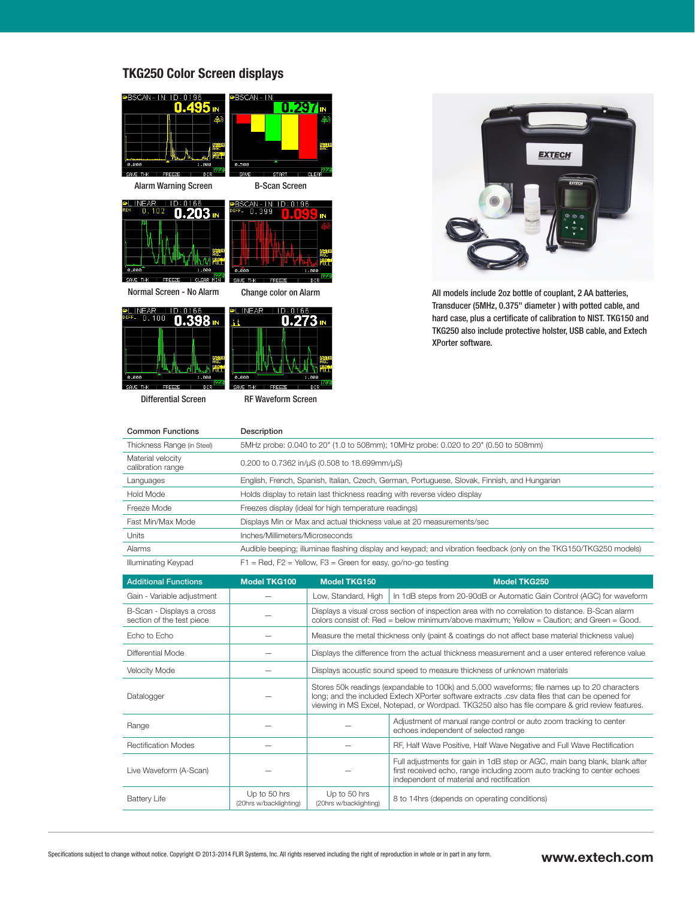## TKG250 Color Screen displays

Alarm Warning Screen

B-Scan Screen

Normal Screen - No Alarm

Change color on Alarm

Differential Screen

RF Waveform Screen

All models include 2oz bottle of couplant, 2 AA batteries, Transducer (5MHz, 0.375" diameter ) with potted cable, and hard case, plus a certificate of calibration to NIST. TKG150 and TKG250 also include protective holster, USB cable, and Extech XPorter software.

| Common Functions | Description |
|---|---|
| Thickness Range (in Steel) | 5MHz probe: 0.040 to 20" (1.0 to 508mm); 10MHz probe: 0.020 to 20" (0.50 to 508mm) |
| Material velocity calibration range | 0.200 to 0.7362 in/µS (0.508 to 18.699mm/µS) |
| Languages | English, French, Spanish, Italian, Czech, German, Portuguese, Slovak, Finnish, and Hungarian |
| Hold Mode | Holds display to retain last thickness reading with reverse video display |
| Freeze Mode | Freezes display (ideal for high temperature readings) |
| Fast Min/Max Mode | Displays Min or Max and actual thickness value at 20 measurements/sec |
| Units | Inches/Millimeters/Microseconds |
| Alarms | Audible beeping; illuminae flashing display and keypad; and vibration feedback (only on the TKG150/TKG250 models) |
| Illuminating Keypad | F1 = Red, F2 = Yellow, F3 = Green for easy, go/no-go testing |

| Additional Functions | Model TKG100 | Model TKG150 | Model TKG250 |
|---|---|---|---|
| Gain - Variable adjustment | — | Low, Standard, High | In 1dB steps from 20-90dB or Automatic Gain Control (AGC) for waveform |
| B-Scan - Displays a cross section of the test piece | — | Displays a visual cross section of inspection area with no correlation to distance. B-Scan alarm colors consist of: Red = below minimum/above maximum; Yellow = Caution; and Green = Good. | |
| Echo to Echo | — | Measure the metal thickness only (paint & coatings do not affect base material thickness value) | |
| Differential Mode | — | Displays the difference from the actual thickness measurement and a user entered reference value | |
| Velocity Mode | — | Displays acoustic sound speed to measure thickness of unknown materials | |
| Datalogger | — | Stores 50k readings (expandable to 100k) and 5,000 waveforms; file names up to 20 characters long; and the included Extech XPorter software extracts .csv data files that can be opened for viewing in MS Excel, Notepad, or Wordpad. TKG250 also has file compare & grid review features. | |
| Range | — | — | Adjustment of manual range control or auto zoom tracking to center echoes independent of selected range |
| Rectification Modes | — | — | RF, Half Wave Positive, Half Wave Negative and Full Wave Rectification |
| Live Waveform (A-Scan) | — | — | Full adjustments for gain in 1dB step or AGC, main bang blank, blank after first received echo, range including zoom auto tracking to center echoes independent of material and rectification |
| Battery Life | Up to 50 hrs (20hrs w/backlighting) | Up to 50 hrs (20hrs w/backlighting) | 8 to 14hrs (depends on operating conditions) |

Specifications subject to change without notice. Copyright © 2013-2014 FLIR Systems, Inc. All rights reserved including the right of reproduction in whole or in part in any form.

www.extech.com